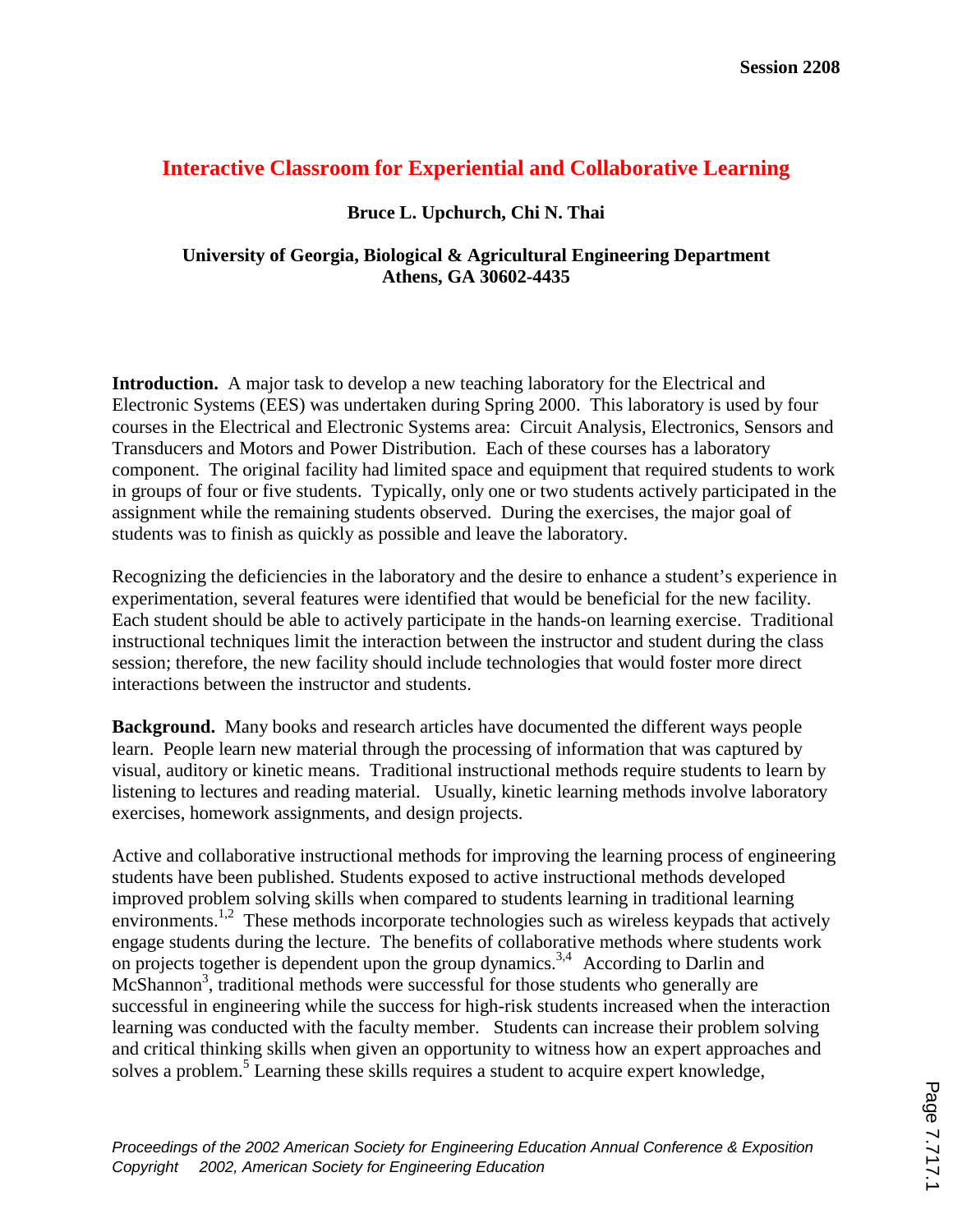# Interactive Classroom for Experiential and Collaborative Learning

**Bruce L. Upchurch, Chi N. Thai**

**University of Georgia, Biological & Agricultural Engineering Department**
**Athens, GA 30602-4435**

**Introduction.** A major task to develop a new teaching laboratory for the Electrical and Electronic Systems (EES) was undertaken during Spring 2000. This laboratory is used by four courses in the Electrical and Electronic Systems area: Circuit Analysis, Electronics, Sensors and Transducers and Motors and Power Distribution. Each of these courses has a laboratory component. The original facility had limited space and equipment that required students to work in groups of four or five students. Typically, only one or two students actively participated in the assignment while the remaining students observed. During the exercises, the major goal of students was to finish as quickly as possible and leave the laboratory.

Recognizing the deficiencies in the laboratory and the desire to enhance a student's experience in experimentation, several features were identified that would be beneficial for the new facility. Each student should be able to actively participate in the hands-on learning exercise. Traditional instructional techniques limit the interaction between the instructor and student during the class session; therefore, the new facility should include technologies that would foster more direct interactions between the instructor and students.

**Background.** Many books and research articles have documented the different ways people learn. People learn new material through the processing of information that was captured by visual, auditory or kinetic means. Traditional instructional methods require students to learn by listening to lectures and reading material. Usually, kinetic learning methods involve laboratory exercises, homework assignments, and design projects.

Active and collaborative instructional methods for improving the learning process of engineering students have been published. Students exposed to active instructional methods developed improved problem solving skills when compared to students learning in traditional learning environments.[1,2] These methods incorporate technologies such as wireless keypads that actively engage students during the lecture. The benefits of collaborative methods where students work on projects together is dependent upon the group dynamics.[3,4] According to Darlin and McShannon[3], traditional methods were successful for those students who generally are successful in engineering while the success for high-risk students increased when the interaction learning was conducted with the faculty member. Students can increase their problem solving and critical thinking skills when given an opportunity to witness how an expert approaches and solves a problem.[5] Learning these skills requires a student to acquire expert knowledge,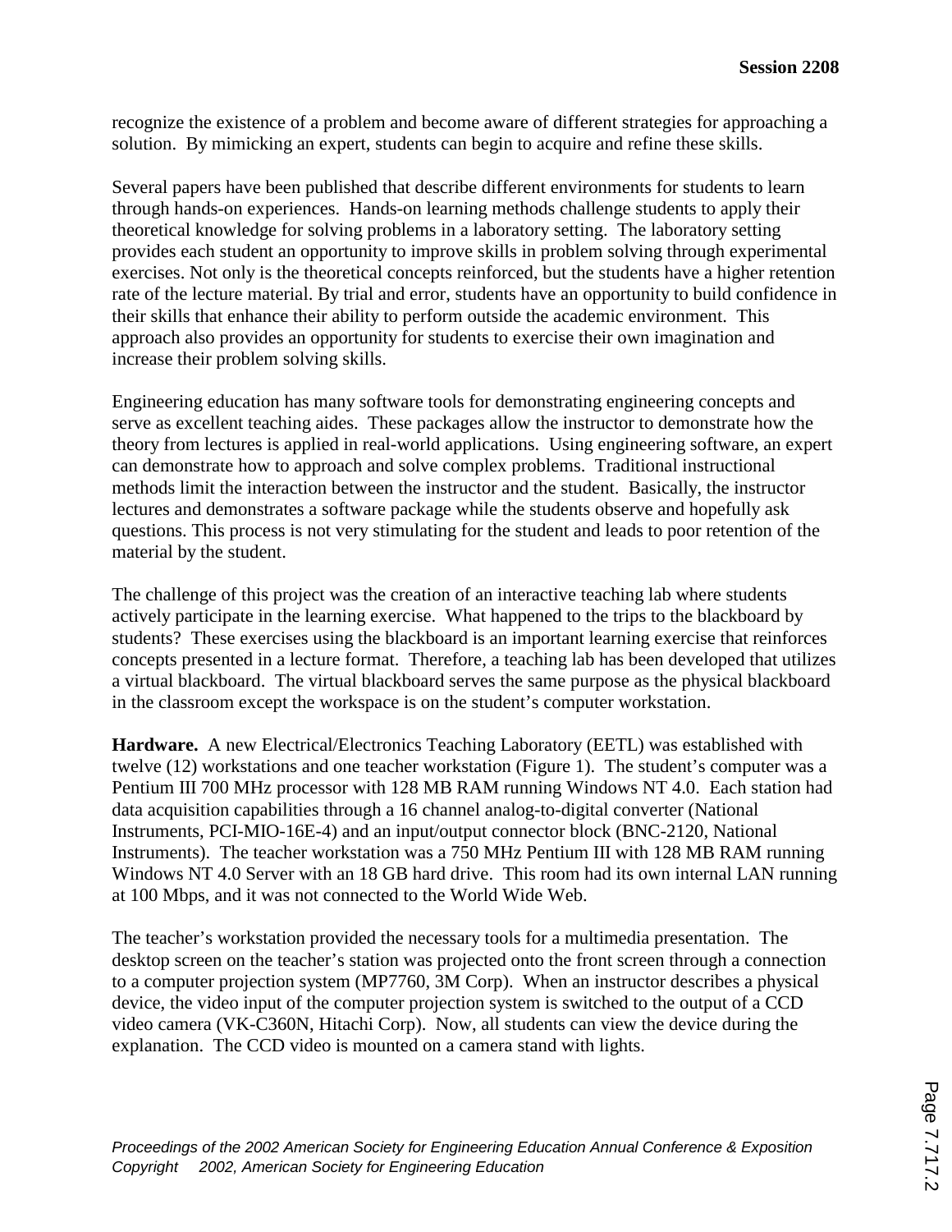recognize the existence of a problem and become aware of different strategies for approaching a solution. By mimicking an expert, students can begin to acquire and refine these skills.

Several papers have been published that describe different environments for students to learn through hands-on experiences. Hands-on learning methods challenge students to apply their theoretical knowledge for solving problems in a laboratory setting. The laboratory setting provides each student an opportunity to improve skills in problem solving through experimental exercises. Not only is the theoretical concepts reinforced, but the students have a higher retention rate of the lecture material. By trial and error, students have an opportunity to build confidence in their skills that enhance their ability to perform outside the academic environment. This approach also provides an opportunity for students to exercise their own imagination and increase their problem solving skills.

Engineering education has many software tools for demonstrating engineering concepts and serve as excellent teaching aides. These packages allow the instructor to demonstrate how the theory from lectures is applied in real-world applications. Using engineering software, an expert can demonstrate how to approach and solve complex problems. Traditional instructional methods limit the interaction between the instructor and the student. Basically, the instructor lectures and demonstrates a software package while the students observe and hopefully ask questions. This process is not very stimulating for the student and leads to poor retention of the material by the student.

The challenge of this project was the creation of an interactive teaching lab where students actively participate in the learning exercise. What happened to the trips to the blackboard by students? These exercises using the blackboard is an important learning exercise that reinforces concepts presented in a lecture format. Therefore, a teaching lab has been developed that utilizes a virtual blackboard. The virtual blackboard serves the same purpose as the physical blackboard in the classroom except the workspace is on the student's computer workstation.

**Hardware.** A new Electrical/Electronics Teaching Laboratory (EETL) was established with twelve (12) workstations and one teacher workstation (Figure 1). The student's computer was a Pentium III 700 MHz processor with 128 MB RAM running Windows NT 4.0. Each station had data acquisition capabilities through a 16 channel analog-to-digital converter (National Instruments, PCI-MIO-16E-4) and an input/output connector block (BNC-2120, National Instruments). The teacher workstation was a 750 MHz Pentium III with 128 MB RAM running Windows NT 4.0 Server with an 18 GB hard drive. This room had its own internal LAN running at 100 Mbps, and it was not connected to the World Wide Web.

The teacher's workstation provided the necessary tools for a multimedia presentation. The desktop screen on the teacher's station was projected onto the front screen through a connection to a computer projection system (MP7760, 3M Corp). When an instructor describes a physical device, the video input of the computer projection system is switched to the output of a CCD video camera (VK-C360N, Hitachi Corp). Now, all students can view the device during the explanation. The CCD video is mounted on a camera stand with lights.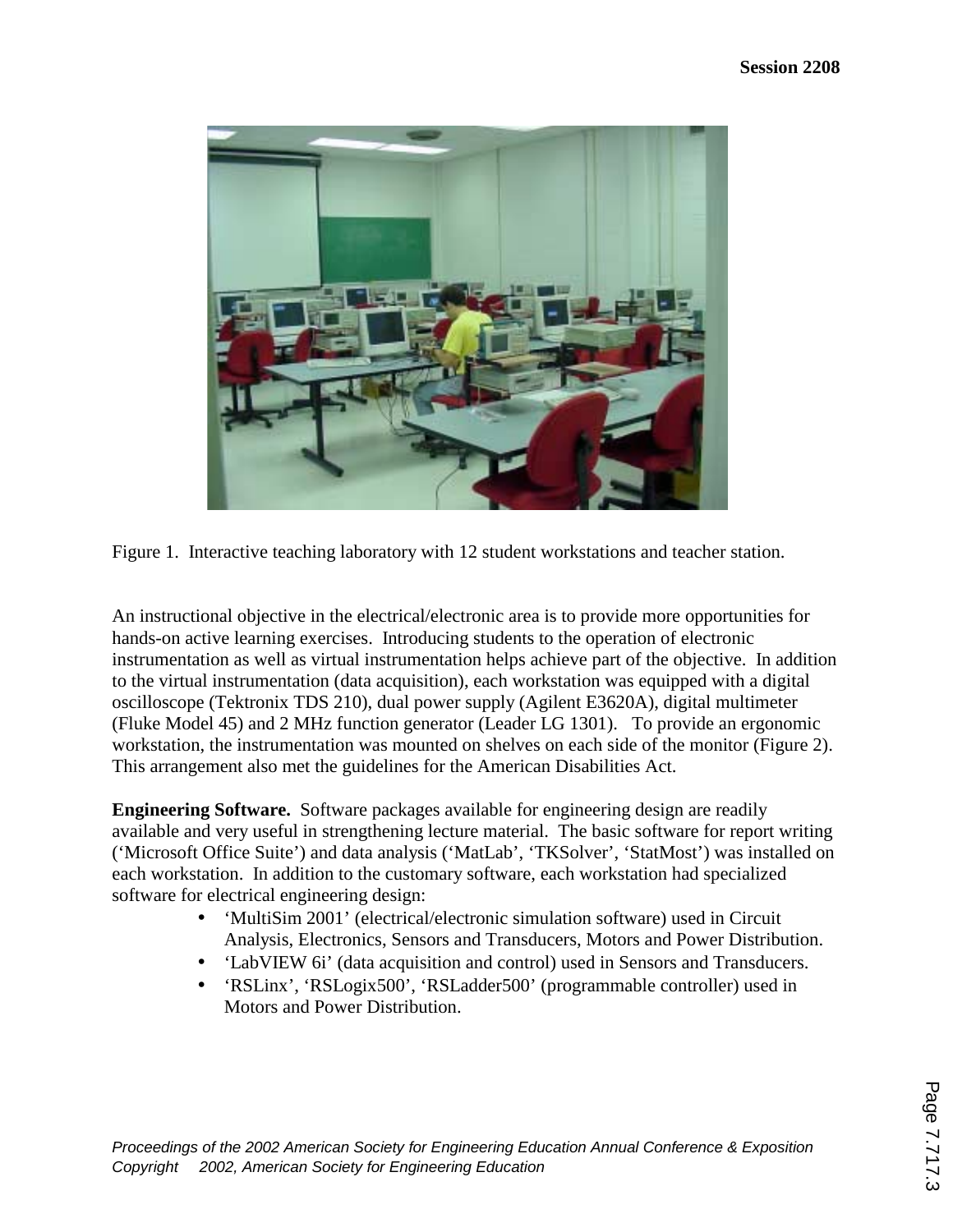Figure 1. Interactive teaching laboratory with 12 student workstations and teacher station.

An instructional objective in the electrical/electronic area is to provide more opportunities for hands-on active learning exercises. Introducing students to the operation of electronic instrumentation as well as virtual instrumentation helps achieve part of the objective. In addition to the virtual instrumentation (data acquisition), each workstation was equipped with a digital oscilloscope (Tektronix TDS 210), dual power supply (Agilent E3620A), digital multimeter (Fluke Model 45) and 2 MHz function generator (Leader LG 1301). To provide an ergonomic workstation, the instrumentation was mounted on shelves on each side of the monitor (Figure 2). This arrangement also met the guidelines for the American Disabilities Act.

**Engineering Software.** Software packages available for engineering design are readily available and very useful in strengthening lecture material. The basic software for report writing ('Microsoft Office Suite') and data analysis ('MatLab', 'TKSolver', 'StatMost') was installed on each workstation. In addition to the customary software, each workstation had specialized software for electrical engineering design:

- 'MultiSim 2001' (electrical/electronic simulation software) used in Circuit Analysis, Electronics, Sensors and Transducers, Motors and Power Distribution.
- 'LabVIEW 6i' (data acquisition and control) used in Sensors and Transducers.
- 'RSLinx', 'RSLogix500', 'RSLadder500' (programmable controller) used in Motors and Power Distribution.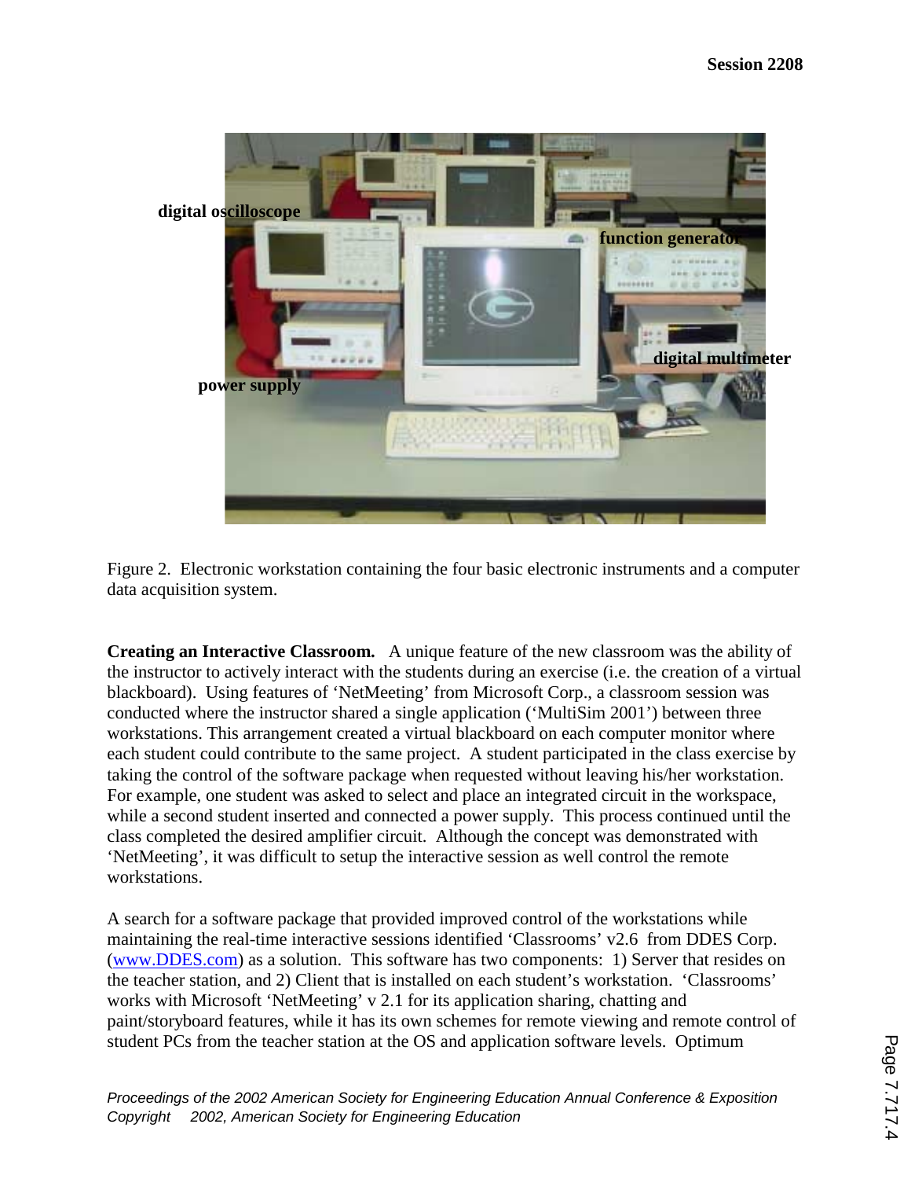Figure 2. Electronic workstation containing the four basic electronic instruments and a computer data acquisition system.

**Creating an Interactive Classroom.** A unique feature of the new classroom was the ability of the instructor to actively interact with the students during an exercise (i.e. the creation of a virtual blackboard). Using features of 'NetMeeting' from Microsoft Corp., a classroom session was conducted where the instructor shared a single application ('MultiSim 2001') between three workstations. This arrangement created a virtual blackboard on each computer monitor where each student could contribute to the same project. A student participated in the class exercise by taking the control of the software package when requested without leaving his/her workstation. For example, one student was asked to select and place an integrated circuit in the workspace, while a second student inserted and connected a power supply. This process continued until the class completed the desired amplifier circuit. Although the concept was demonstrated with 'NetMeeting', it was difficult to setup the interactive session as well control the remote workstations.

A search for a software package that provided improved control of the workstations while maintaining the real-time interactive sessions identified 'Classrooms' v2.6 from DDES Corp. (www.DDES.com) as a solution. This software has two components: 1) Server that resides on the teacher station, and 2) Client that is installed on each student's workstation. 'Classrooms' works with Microsoft 'NetMeeting' v 2.1 for its application sharing, chatting and paint/storyboard features, while it has its own schemes for remote viewing and remote control of student PCs from the teacher station at the OS and application software levels. Optimum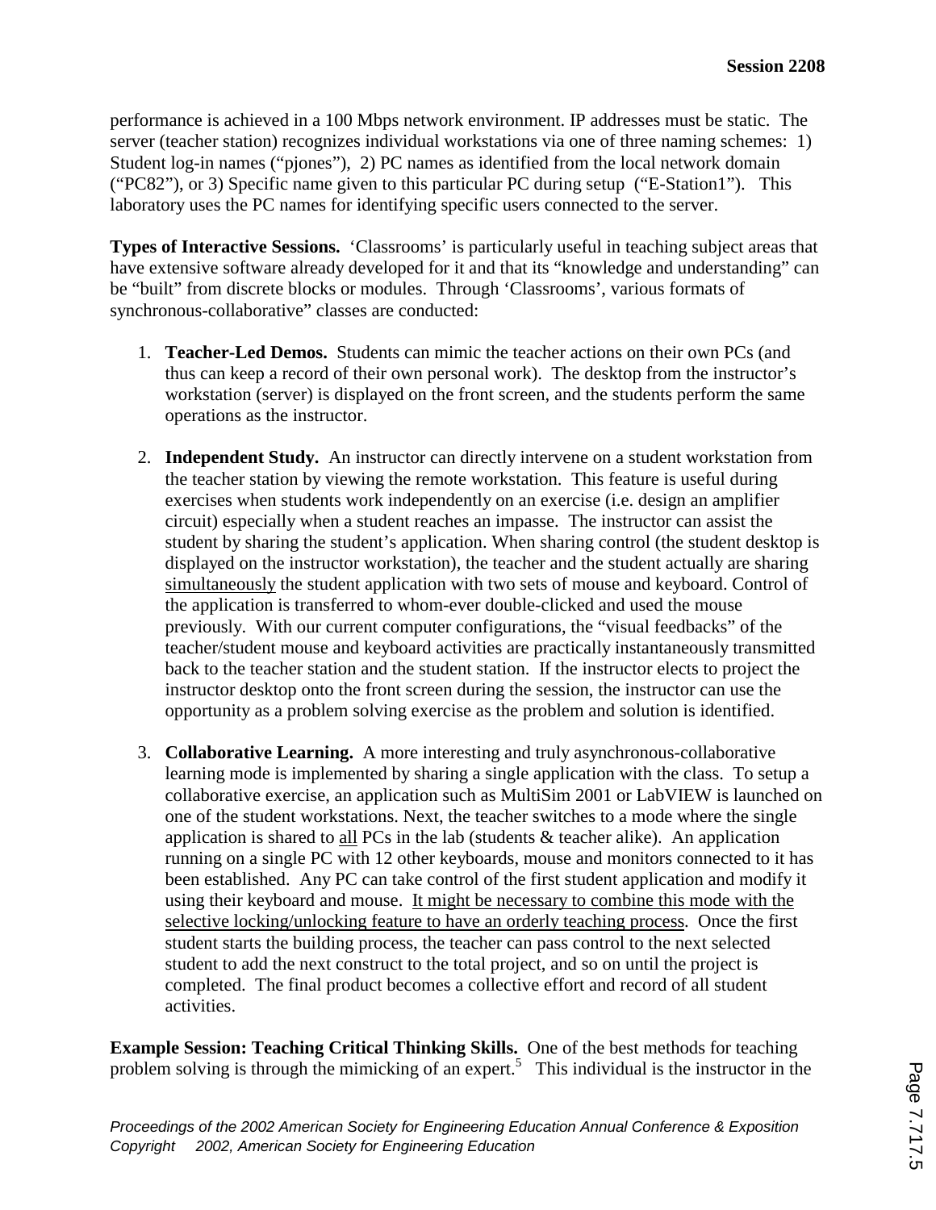performance is achieved in a 100 Mbps network environment. IP addresses must be static. The server (teacher station) recognizes individual workstations via one of three naming schemes: 1) Student log-in names ("pjones"), 2) PC names as identified from the local network domain ("PC82"), or 3) Specific name given to this particular PC during setup ("E-Station1"). This laboratory uses the PC names for identifying specific users connected to the server.

**Types of Interactive Sessions.** 'Classrooms' is particularly useful in teaching subject areas that have extensive software already developed for it and that its "knowledge and understanding" can be "built" from discrete blocks or modules. Through 'Classrooms', various formats of synchronous-collaborative" classes are conducted:

1. **Teacher-Led Demos.** Students can mimic the teacher actions on their own PCs (and thus can keep a record of their own personal work). The desktop from the instructor's workstation (server) is displayed on the front screen, and the students perform the same operations as the instructor.

2. **Independent Study.** An instructor can directly intervene on a student workstation from the teacher station by viewing the remote workstation. This feature is useful during exercises when students work independently on an exercise (i.e. design an amplifier circuit) especially when a student reaches an impasse. The instructor can assist the student by sharing the student's application. When sharing control (the student desktop is displayed on the instructor workstation), the teacher and the student actually are sharing <u>simultaneously</u> the student application with two sets of mouse and keyboard. Control of the application is transferred to whom-ever double-clicked and used the mouse previously. With our current computer configurations, the "visual feedbacks" of the teacher/student mouse and keyboard activities are practically instantaneously transmitted back to the teacher station and the student station. If the instructor elects to project the instructor desktop onto the front screen during the session, the instructor can use the opportunity as a problem solving exercise as the problem and solution is identified.

3. **Collaborative Learning.** A more interesting and truly asynchronous-collaborative learning mode is implemented by sharing a single application with the class. To setup a collaborative exercise, an application such as MultiSim 2001 or LabVIEW is launched on one of the student workstations. Next, the teacher switches to a mode where the single application is shared to <u>all</u> PCs in the lab (students & teacher alike). An application running on a single PC with 12 other keyboards, mouse and monitors connected to it has been established. Any PC can take control of the first student application and modify it using their keyboard and mouse. <u>It might be necessary to combine this mode with the selective locking/unlocking feature to have an orderly teaching process</u>. Once the first student starts the building process, the teacher can pass control to the next selected student to add the next construct to the total project, and so on until the project is completed. The final product becomes a collective effort and record of all student activities.

**Example Session: Teaching Critical Thinking Skills.** One of the best methods for teaching problem solving is through the mimicking of an expert.[5] This individual is the instructor in the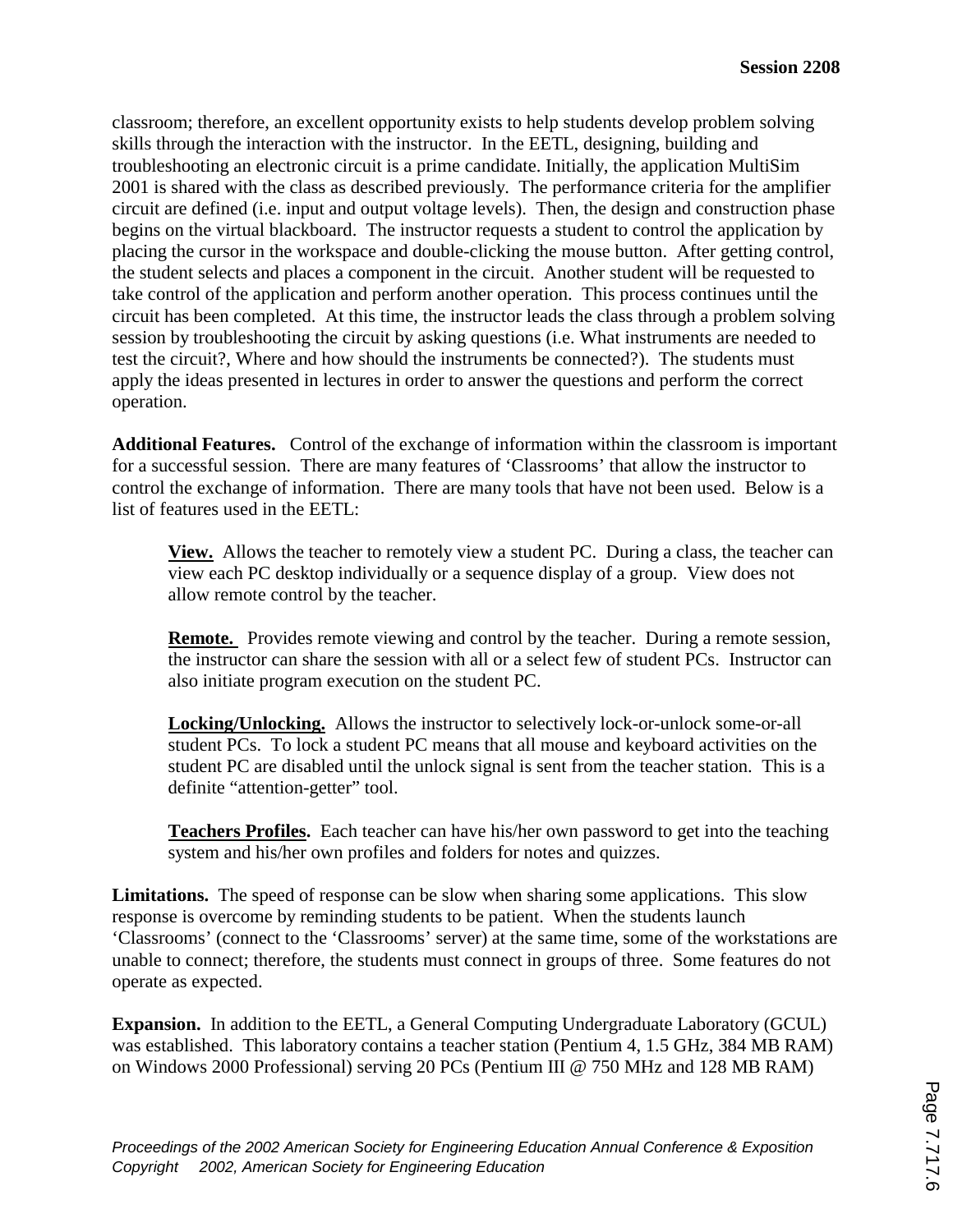classroom; therefore, an excellent opportunity exists to help students develop problem solving skills through the interaction with the instructor. In the EETL, designing, building and troubleshooting an electronic circuit is a prime candidate. Initially, the application MultiSim 2001 is shared with the class as described previously. The performance criteria for the amplifier circuit are defined (i.e. input and output voltage levels). Then, the design and construction phase begins on the virtual blackboard. The instructor requests a student to control the application by placing the cursor in the workspace and double-clicking the mouse button. After getting control, the student selects and places a component in the circuit. Another student will be requested to take control of the application and perform another operation. This process continues until the circuit has been completed. At this time, the instructor leads the class through a problem solving session by troubleshooting the circuit by asking questions (i.e. What instruments are needed to test the circuit?, Where and how should the instruments be connected?). The students must apply the ideas presented in lectures in order to answer the questions and perform the correct operation.

**Additional Features.** Control of the exchange of information within the classroom is important for a successful session. There are many features of 'Classrooms' that allow the instructor to control the exchange of information. There are many tools that have not been used. Below is a list of features used in the EETL:

> **View.** Allows the teacher to remotely view a student PC. During a class, the teacher can view each PC desktop individually or a sequence display of a group. View does not allow remote control by the teacher.
>
> **Remote.** Provides remote viewing and control by the teacher. During a remote session, the instructor can share the session with all or a select few of student PCs. Instructor can also initiate program execution on the student PC.
>
> **Locking/Unlocking.** Allows the instructor to selectively lock-or-unlock some-or-all student PCs. To lock a student PC means that all mouse and keyboard activities on the student PC are disabled until the unlock signal is sent from the teacher station. This is a definite "attention-getter" tool.
>
> **Teachers Profiles.** Each teacher can have his/her own password to get into the teaching system and his/her own profiles and folders for notes and quizzes.

**Limitations.** The speed of response can be slow when sharing some applications. This slow response is overcome by reminding students to be patient. When the students launch 'Classrooms' (connect to the 'Classrooms' server) at the same time, some of the workstations are unable to connect; therefore, the students must connect in groups of three. Some features do not operate as expected.

**Expansion.** In addition to the EETL, a General Computing Undergraduate Laboratory (GCUL) was established. This laboratory contains a teacher station (Pentium 4, 1.5 GHz, 384 MB RAM) on Windows 2000 Professional) serving 20 PCs (Pentium III @ 750 MHz and 128 MB RAM)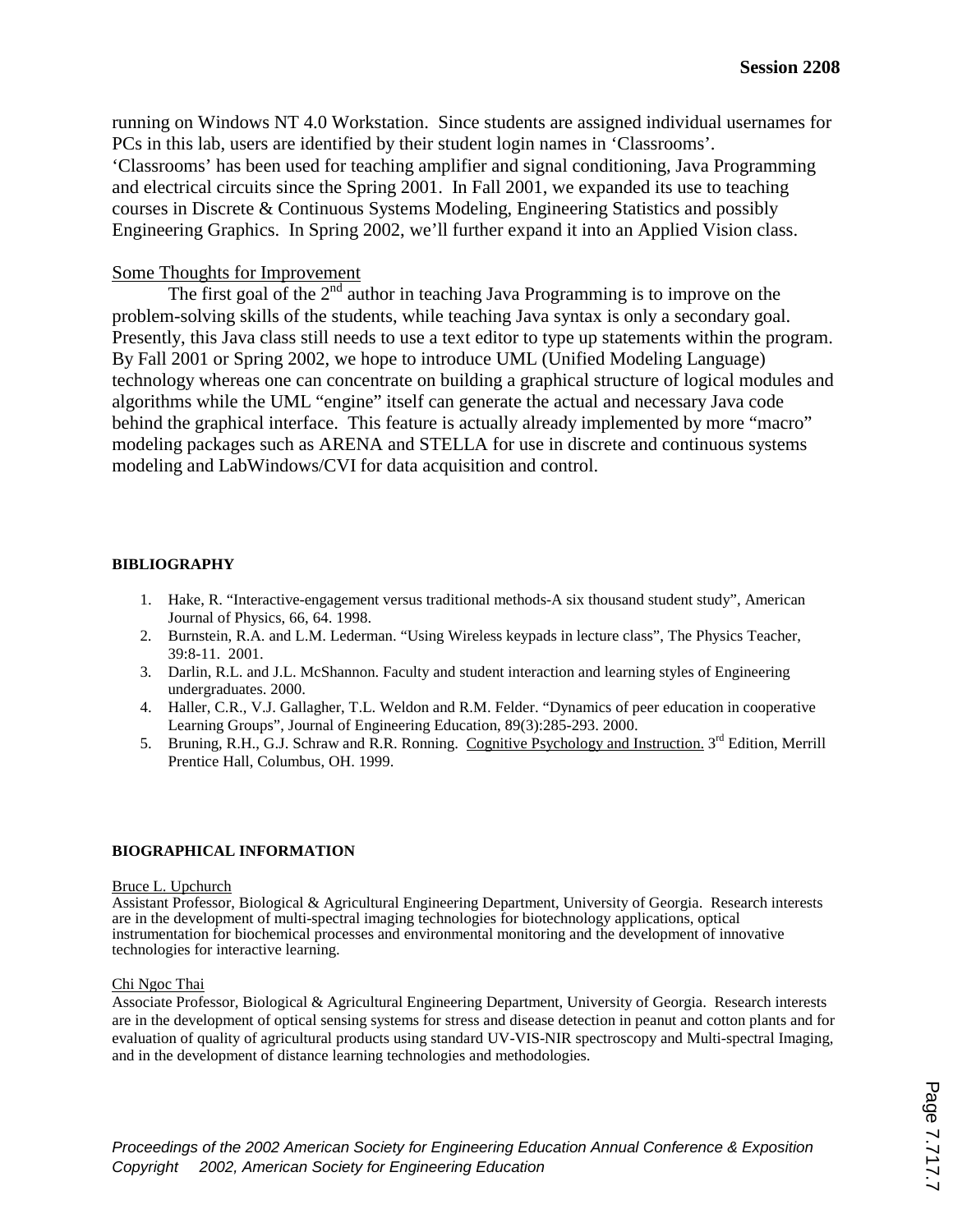running on Windows NT 4.0 Workstation. Since students are assigned individual usernames for PCs in this lab, users are identified by their student login names in 'Classrooms'. 'Classrooms' has been used for teaching amplifier and signal conditioning, Java Programming and electrical circuits since the Spring 2001. In Fall 2001, we expanded its use to teaching courses in Discrete & Continuous Systems Modeling, Engineering Statistics and possibly Engineering Graphics. In Spring 2002, we'll further expand it into an Applied Vision class.

## Some Thoughts for Improvement

The first goal of the 2nd author in teaching Java Programming is to improve on the problem-solving skills of the students, while teaching Java syntax is only a secondary goal. Presently, this Java class still needs to use a text editor to type up statements within the program. By Fall 2001 or Spring 2002, we hope to introduce UML (Unified Modeling Language) technology whereas one can concentrate on building a graphical structure of logical modules and algorithms while the UML "engine" itself can generate the actual and necessary Java code behind the graphical interface. This feature is actually already implemented by more "macro" modeling packages such as ARENA and STELLA for use in discrete and continuous systems modeling and LabWindows/CVI for data acquisition and control.

## BIBLIOGRAPHY

1. Hake, R. "Interactive-engagement versus traditional methods-A six thousand student study", American Journal of Physics, 66, 64. 1998.
2. Burnstein, R.A. and L.M. Lederman. "Using Wireless keypads in lecture class", The Physics Teacher, 39:8-11. 2001.
3. Darlin, R.L. and J.L. McShannon. Faculty and student interaction and learning styles of Engineering undergraduates. 2000.
4. Haller, C.R., V.J. Gallagher, T.L. Weldon and R.M. Felder. "Dynamics of peer education in cooperative Learning Groups", Journal of Engineering Education, 89(3):285-293. 2000.
5. Bruning, R.H., G.J. Schraw and R.R. Ronning. Cognitive Psychology and Instruction. 3rd Edition, Merrill Prentice Hall, Columbus, OH. 1999.

## BIOGRAPHICAL INFORMATION

Bruce L. Upchurch

Assistant Professor, Biological & Agricultural Engineering Department, University of Georgia. Research interests are in the development of multi-spectral imaging technologies for biotechnology applications, optical instrumentation for biochemical processes and environmental monitoring and the development of innovative technologies for interactive learning.

Chi Ngoc Thai

Associate Professor, Biological & Agricultural Engineering Department, University of Georgia. Research interests are in the development of optical sensing systems for stress and disease detection in peanut and cotton plants and for evaluation of quality of agricultural products using standard UV-VIS-NIR spectroscopy and Multi-spectral Imaging, and in the development of distance learning technologies and methodologies.